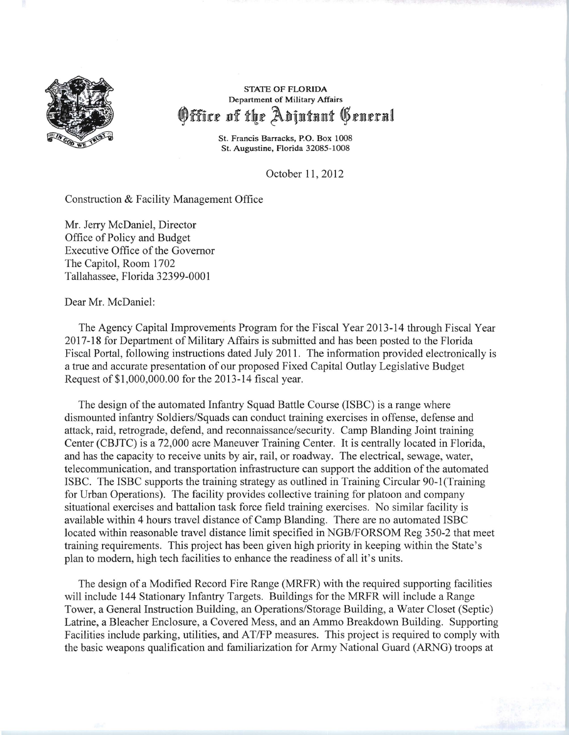STATE OF FLORIDA
Department of Military Affairs
**Office of the Adjutant General**

St. Francis Barracks, P.O. Box 1008
St. Augustine, Florida 32085-1008

October 11, 2012

Construction & Facility Management Office

Mr. Jerry McDaniel, Director
Office of Policy and Budget
Executive Office of the Governor
The Capitol, Room 1702
Tallahassee, Florida 32399-0001

Dear Mr. McDaniel:

The Agency Capital Improvements Program for the Fiscal Year 2013-14 through Fiscal Year 2017-18 for Department of Military Affairs is submitted and has been posted to the Florida Fiscal Portal, following instructions dated July 2011. The information provided electronically is a true and accurate presentation of our proposed Fixed Capital Outlay Legislative Budget Request of $1,000,000.00 for the 2013-14 fiscal year.

The design of the automated Infantry Squad Battle Course (ISBC) is a range where dismounted infantry Soldiers/Squads can conduct training exercises in offense, defense and attack, raid, retrograde, defend, and reconnaissance/security. Camp Blanding Joint training Center (CBJTC) is a 72,000 acre Maneuver Training Center. It is centrally located in Florida, and has the capacity to receive units by air, rail, or roadway. The electrical, sewage, water, telecommunication, and transportation infrastructure can support the addition of the automated ISBC. The ISBC supports the training strategy as outlined in Training Circular 90-1(Training for Urban Operations). The facility provides collective training for platoon and company situational exercises and battalion task force field training exercises. No similar facility is available within 4 hours travel distance of Camp Blanding. There are no automated ISBC located within reasonable travel distance limit specified in NGB/FORSOM Reg 350-2 that meet training requirements. This project has been given high priority in keeping within the State's plan to modern, high tech facilities to enhance the readiness of all it's units.

The design of a Modified Record Fire Range (MRFR) with the required supporting facilities will include 144 Stationary Infantry Targets. Buildings for the MRFR will include a Range Tower, a General Instruction Building, an Operations/Storage Building, a Water Closet (Septic) Latrine, a Bleacher Enclosure, a Covered Mess, and an Ammo Breakdown Building. Supporting Facilities include parking, utilities, and AT/FP measures. This project is required to comply with the basic weapons qualification and familiarization for Army National Guard (ARNG) troops at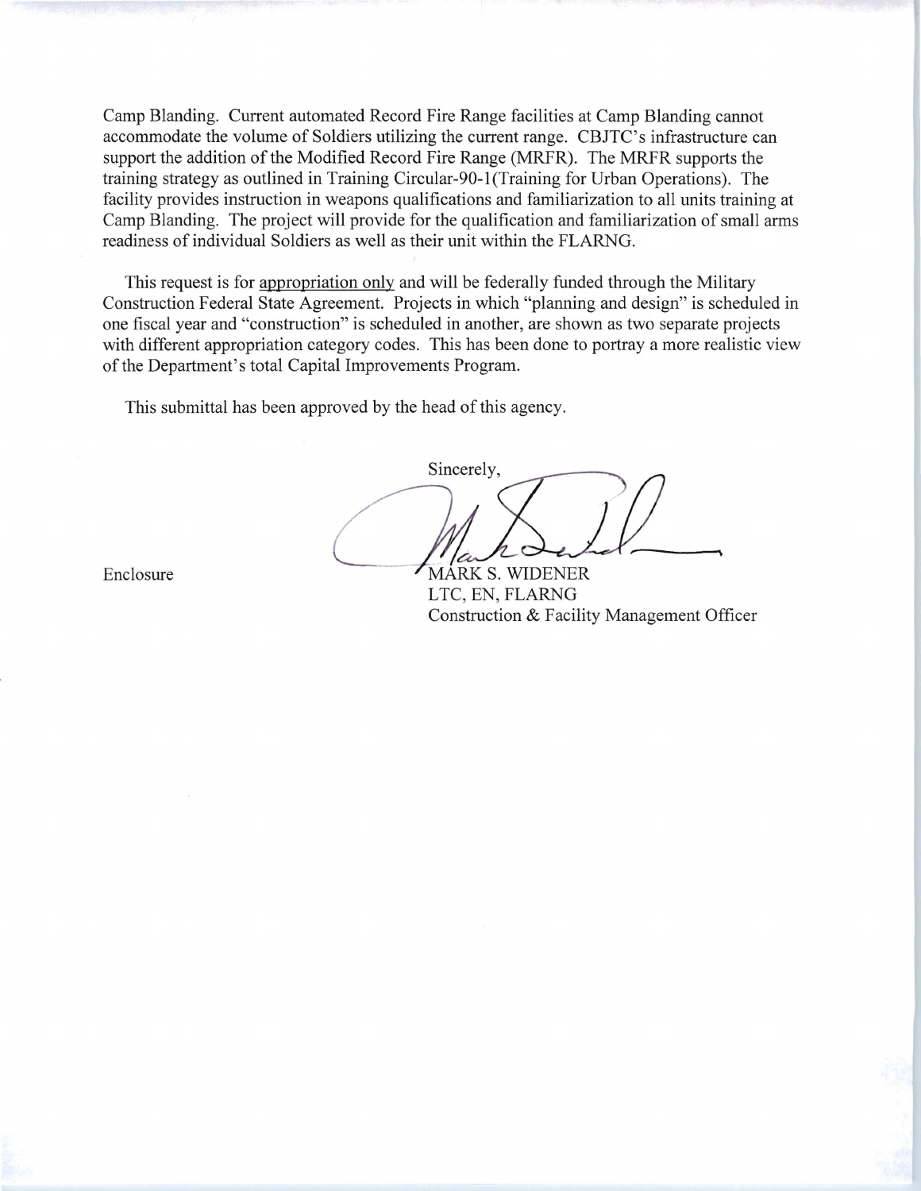Camp Blanding. Current automated Record Fire Range facilities at Camp Blanding cannot accommodate the volume of Soldiers utilizing the current range. CBJTC's infrastructure can support the addition of the Modified Record Fire Range (MRFR). The MRFR supports the training strategy as outlined in Training Circular-90-1(Training for Urban Operations). The facility provides instruction in weapons qualifications and familiarization to all units training at Camp Blanding. The project will provide for the qualification and familiarization of small arms readiness of individual Soldiers as well as their unit within the FLARNG.

This request is for appropriation only and will be federally funded through the Military Construction Federal State Agreement. Projects in which "planning and design" is scheduled in one fiscal year and "construction" is scheduled in another, are shown as two separate projects with different appropriation category codes. This has been done to portray a more realistic view of the Department's total Capital Improvements Program.

This submittal has been approved by the head of this agency.

Sincerely,

MARK S. WIDENER
LTC, EN, FLARNG
Construction & Facility Management Officer

Enclosure